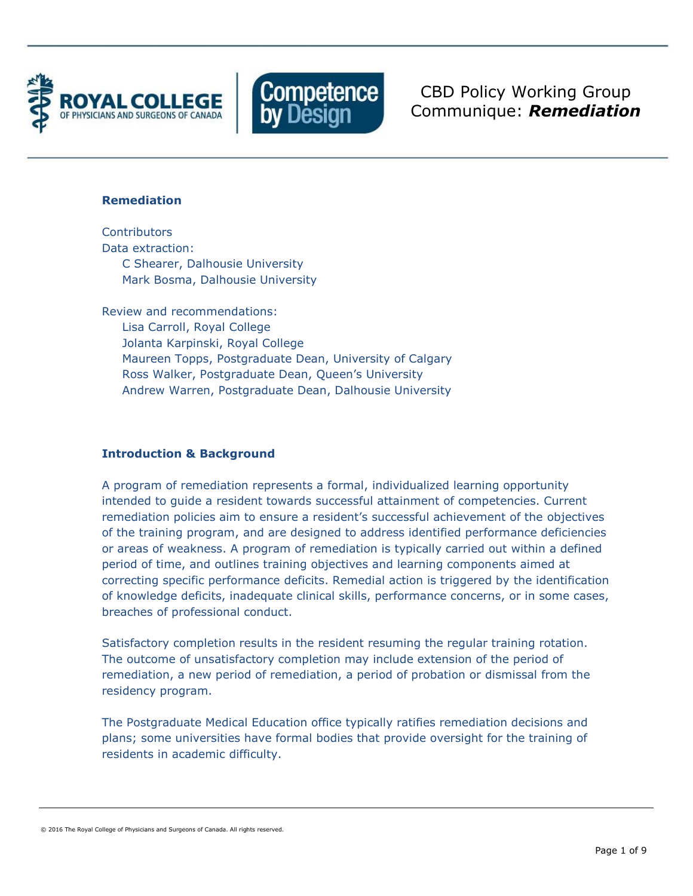CBD Policy Working Group Communique: ***Remediation***

## Remediation

Contributors
Data extraction:
- C Shearer, Dalhousie University
- Mark Bosma, Dalhousie University

Review and recommendations:
- Lisa Carroll, Royal College
- Jolanta Karpinski, Royal College
- Maureen Topps, Postgraduate Dean, University of Calgary
- Ross Walker, Postgraduate Dean, Queen's University
- Andrew Warren, Postgraduate Dean, Dalhousie University

## Introduction & Background

A program of remediation represents a formal, individualized learning opportunity intended to guide a resident towards successful attainment of competencies. Current remediation policies aim to ensure a resident's successful achievement of the objectives of the training program, and are designed to address identified performance deficiencies or areas of weakness. A program of remediation is typically carried out within a defined period of time, and outlines training objectives and learning components aimed at correcting specific performance deficits. Remedial action is triggered by the identification of knowledge deficits, inadequate clinical skills, performance concerns, or in some cases, breaches of professional conduct.

Satisfactory completion results in the resident resuming the regular training rotation. The outcome of unsatisfactory completion may include extension of the period of remediation, a new period of remediation, a period of probation or dismissal from the residency program.

The Postgraduate Medical Education office typically ratifies remediation decisions and plans; some universities have formal bodies that provide oversight for the training of residents in academic difficulty.

© 2016 The Royal College of Physicians and Surgeons of Canada. All rights reserved.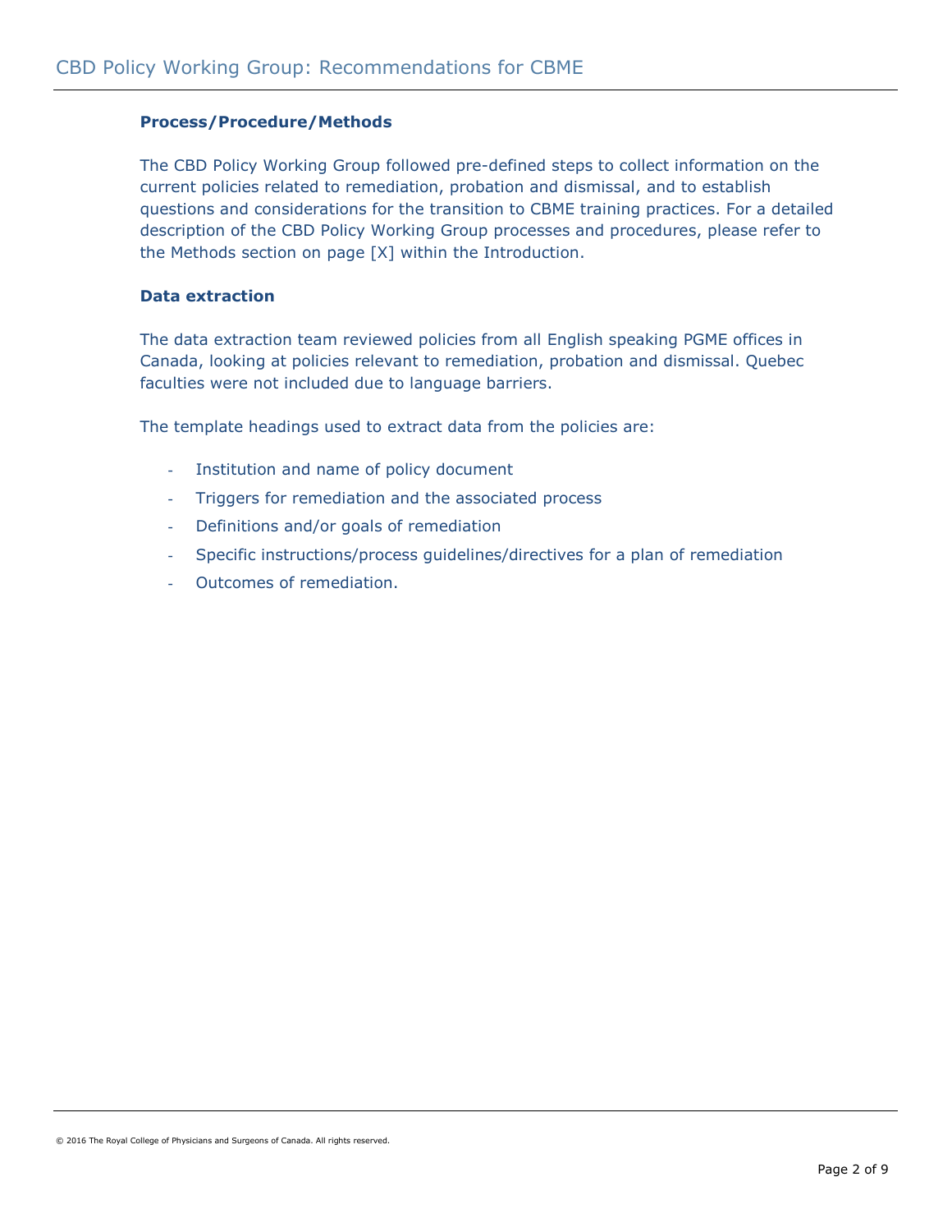### Process/Procedure/Methods

The CBD Policy Working Group followed pre-defined steps to collect information on the current policies related to remediation, probation and dismissal, and to establish questions and considerations for the transition to CBME training practices. For a detailed description of the CBD Policy Working Group processes and procedures, please refer to the Methods section on page [X] within the Introduction.

### Data extraction

The data extraction team reviewed policies from all English speaking PGME offices in Canada, looking at policies relevant to remediation, probation and dismissal. Quebec faculties were not included due to language barriers.

The template headings used to extract data from the policies are:

- Institution and name of policy document
- Triggers for remediation and the associated process
- Definitions and/or goals of remediation
- Specific instructions/process guidelines/directives for a plan of remediation
- Outcomes of remediation.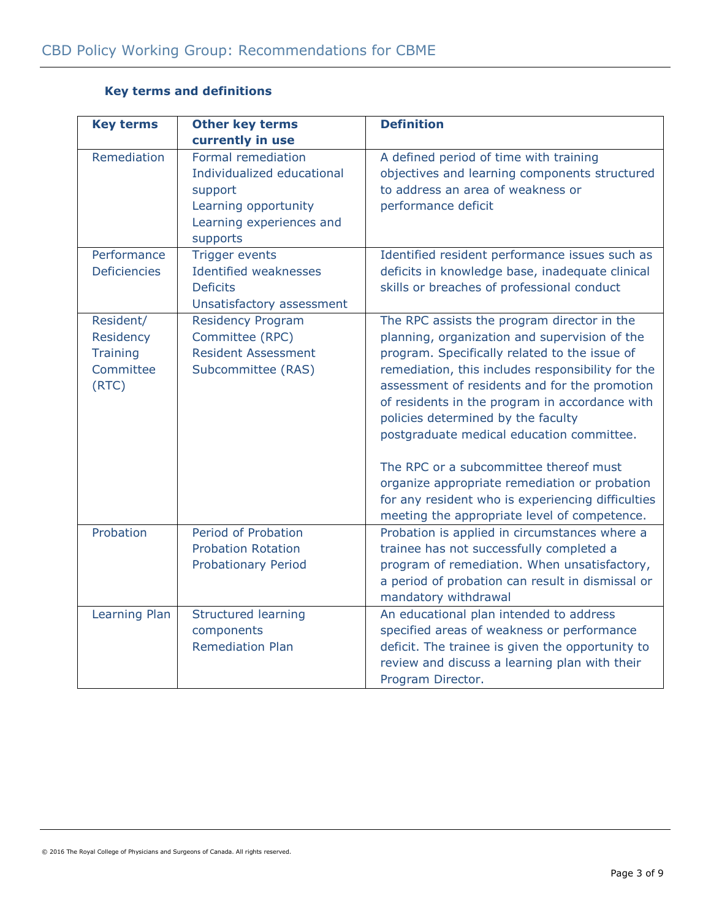### Key terms and definitions

| Key terms | Other key terms currently in use | Definition |
|---|---|---|
| Remediation | Formal remediation<br>Individualized educational support<br>Learning opportunity<br>Learning experiences and supports | A defined period of time with training objectives and learning components structured to address an area of weakness or performance deficit |
| Performance Deficiencies | Trigger events<br>Identified weaknesses<br>Deficits<br>Unsatisfactory assessment | Identified resident performance issues such as deficits in knowledge base, inadequate clinical skills or breaches of professional conduct |
| Resident/ Residency Training Committee (RTC) | Residency Program Committee (RPC)<br>Resident Assessment Subcommittee (RAS) | The RPC assists the program director in the planning, organization and supervision of the program. Specifically related to the issue of remediation, this includes responsibility for the assessment of residents and for the promotion of residents in the program in accordance with policies determined by the faculty postgraduate medical education committee.<br><br>The RPC or a subcommittee thereof must organize appropriate remediation or probation for any resident who is experiencing difficulties meeting the appropriate level of competence. |
| Probation | Period of Probation<br>Probation Rotation<br>Probationary Period | Probation is applied in circumstances where a trainee has not successfully completed a program of remediation. When unsatisfactory, a period of probation can result in dismissal or mandatory withdrawal |
| Learning Plan | Structured learning components<br>Remediation Plan | An educational plan intended to address specified areas of weakness or performance deficit. The trainee is given the opportunity to review and discuss a learning plan with their Program Director. |

© 2016 The Royal College of Physicians and Surgeons of Canada. All rights reserved.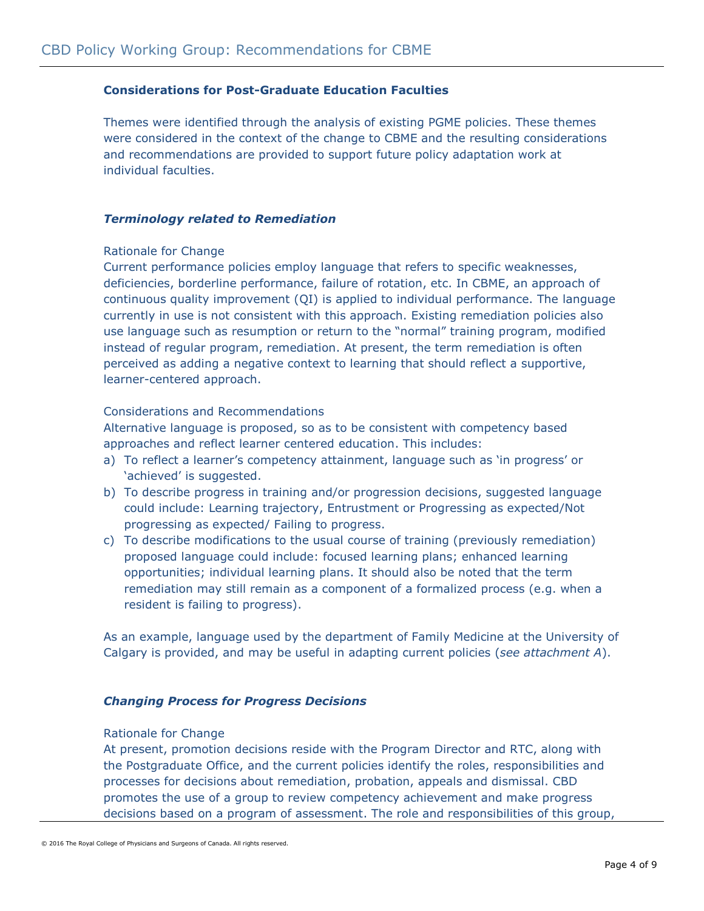### Considerations for Post-Graduate Education Faculties

Themes were identified through the analysis of existing PGME policies. These themes were considered in the context of the change to CBME and the resulting considerations and recommendations are provided to support future policy adaptation work at individual faculties.

#### *Terminology related to Remediation*

Rationale for Change

Current performance policies employ language that refers to specific weaknesses, deficiencies, borderline performance, failure of rotation, etc. In CBME, an approach of continuous quality improvement (QI) is applied to individual performance. The language currently in use is not consistent with this approach. Existing remediation policies also use language such as resumption or return to the "normal" training program, modified instead of regular program, remediation. At present, the term remediation is often perceived as adding a negative context to learning that should reflect a supportive, learner-centered approach.

Considerations and Recommendations

Alternative language is proposed, so as to be consistent with competency based approaches and reflect learner centered education. This includes:

a) To reflect a learner's competency attainment, language such as 'in progress' or 'achieved' is suggested.
b) To describe progress in training and/or progression decisions, suggested language could include: Learning trajectory, Entrustment or Progressing as expected/Not progressing as expected/ Failing to progress.
c) To describe modifications to the usual course of training (previously remediation) proposed language could include: focused learning plans; enhanced learning opportunities; individual learning plans. It should also be noted that the term remediation may still remain as a component of a formalized process (e.g. when a resident is failing to progress).

As an example, language used by the department of Family Medicine at the University of Calgary is provided, and may be useful in adapting current policies (*see attachment A*).

#### *Changing Process for Progress Decisions*

Rationale for Change

At present, promotion decisions reside with the Program Director and RTC, along with the Postgraduate Office, and the current policies identify the roles, responsibilities and processes for decisions about remediation, probation, appeals and dismissal. CBD promotes the use of a group to review competency achievement and make progress decisions based on a program of assessment. The role and responsibilities of this group,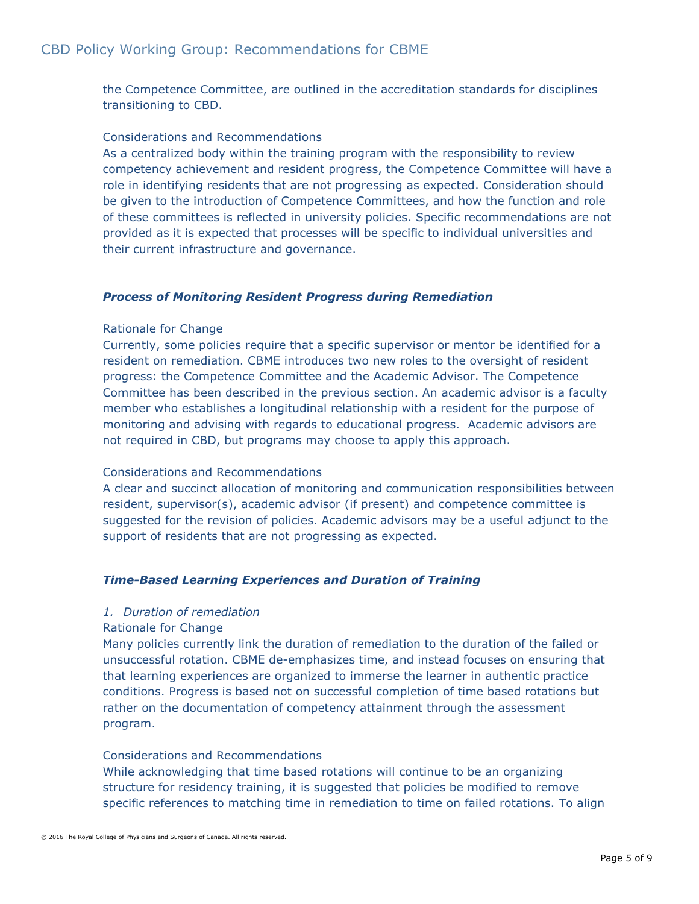the Competence Committee, are outlined in the accreditation standards for disciplines transitioning to CBD.

Considerations and Recommendations

As a centralized body within the training program with the responsibility to review competency achievement and resident progress, the Competence Committee will have a role in identifying residents that are not progressing as expected. Consideration should be given to the introduction of Competence Committees, and how the function and role of these committees is reflected in university policies. Specific recommendations are not provided as it is expected that processes will be specific to individual universities and their current infrastructure and governance.

### ***Process of Monitoring Resident Progress during Remediation***

Rationale for Change

Currently, some policies require that a specific supervisor or mentor be identified for a resident on remediation. CBME introduces two new roles to the oversight of resident progress: the Competence Committee and the Academic Advisor. The Competence Committee has been described in the previous section. An academic advisor is a faculty member who establishes a longitudinal relationship with a resident for the purpose of monitoring and advising with regards to educational progress. Academic advisors are not required in CBD, but programs may choose to apply this approach.

Considerations and Recommendations

A clear and succinct allocation of monitoring and communication responsibilities between resident, supervisor(s), academic advisor (if present) and competence committee is suggested for the revision of policies. Academic advisors may be a useful adjunct to the support of residents that are not progressing as expected.

### ***Time-Based Learning Experiences and Duration of Training***

*1. Duration of remediation*

Rationale for Change

Many policies currently link the duration of remediation to the duration of the failed or unsuccessful rotation. CBME de-emphasizes time, and instead focuses on ensuring that that learning experiences are organized to immerse the learner in authentic practice conditions. Progress is based not on successful completion of time based rotations but rather on the documentation of competency attainment through the assessment program.

Considerations and Recommendations

While acknowledging that time based rotations will continue to be an organizing structure for residency training, it is suggested that policies be modified to remove specific references to matching time in remediation to time on failed rotations. To align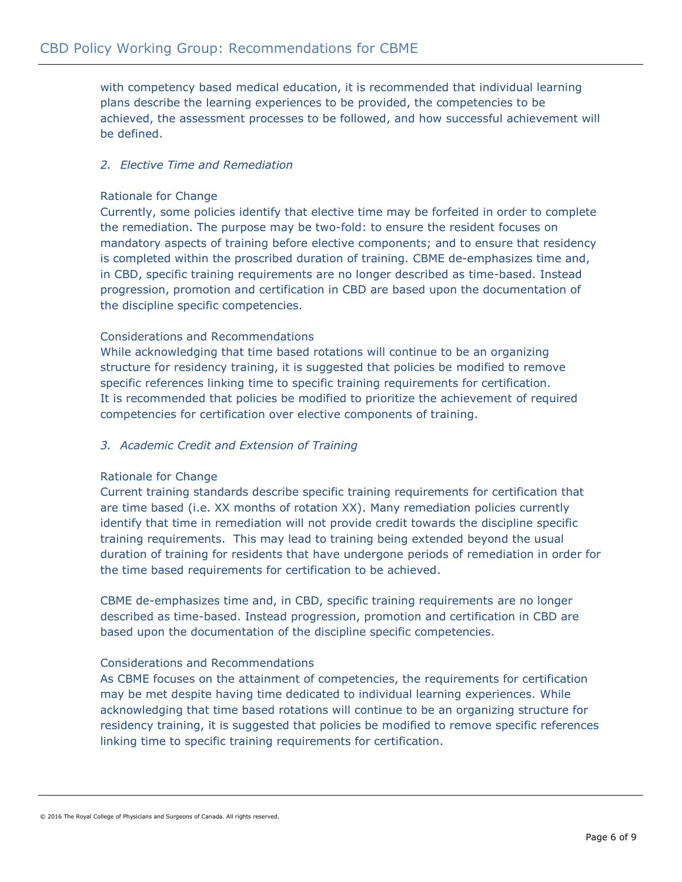with competency based medical education, it is recommended that individual learning plans describe the learning experiences to be provided, the competencies to be achieved, the assessment processes to be followed, and how successful achievement will be defined.

### *2. Elective Time and Remediation*

Rationale for Change

Currently, some policies identify that elective time may be forfeited in order to complete the remediation. The purpose may be two-fold: to ensure the resident focuses on mandatory aspects of training before elective components; and to ensure that residency is completed within the proscribed duration of training. CBME de-emphasizes time and, in CBD, specific training requirements are no longer described as time-based. Instead progression, promotion and certification in CBD are based upon the documentation of the discipline specific competencies.

Considerations and Recommendations

While acknowledging that time based rotations will continue to be an organizing structure for residency training, it is suggested that policies be modified to remove specific references linking time to specific training requirements for certification. It is recommended that policies be modified to prioritize the achievement of required competencies for certification over elective components of training.

### *3. Academic Credit and Extension of Training*

Rationale for Change

Current training standards describe specific training requirements for certification that are time based (i.e. XX months of rotation XX). Many remediation policies currently identify that time in remediation will not provide credit towards the discipline specific training requirements. This may lead to training being extended beyond the usual duration of training for residents that have undergone periods of remediation in order for the time based requirements for certification to be achieved.

CBME de-emphasizes time and, in CBD, specific training requirements are no longer described as time-based. Instead progression, promotion and certification in CBD are based upon the documentation of the discipline specific competencies.

Considerations and Recommendations

As CBME focuses on the attainment of competencies, the requirements for certification may be met despite having time dedicated to individual learning experiences. While acknowledging that time based rotations will continue to be an organizing structure for residency training, it is suggested that policies be modified to remove specific references linking time to specific training requirements for certification.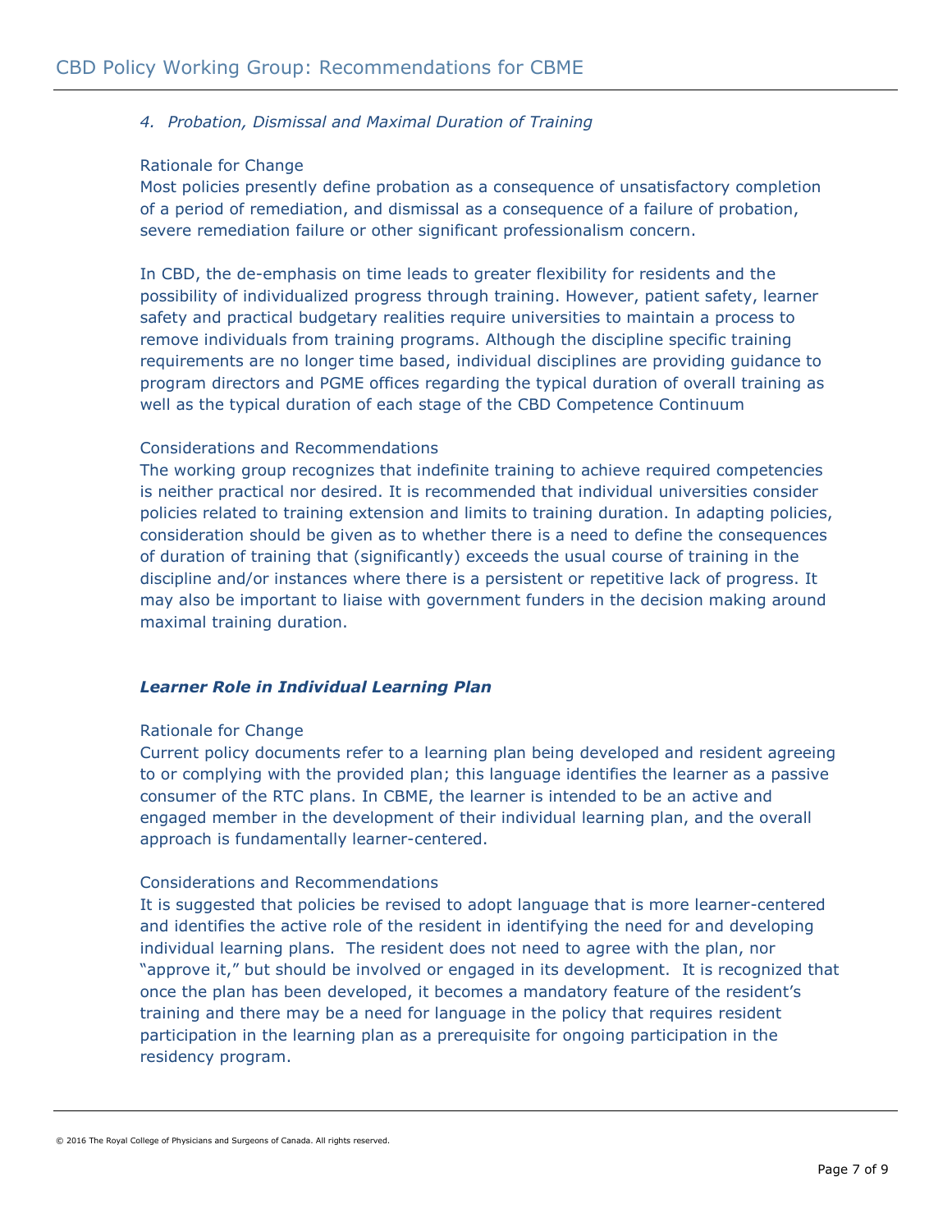### *4. Probation, Dismissal and Maximal Duration of Training*

Rationale for Change

Most policies presently define probation as a consequence of unsatisfactory completion of a period of remediation, and dismissal as a consequence of a failure of probation, severe remediation failure or other significant professionalism concern.

In CBD, the de-emphasis on time leads to greater flexibility for residents and the possibility of individualized progress through training. However, patient safety, learner safety and practical budgetary realities require universities to maintain a process to remove individuals from training programs. Although the discipline specific training requirements are no longer time based, individual disciplines are providing guidance to program directors and PGME offices regarding the typical duration of overall training as well as the typical duration of each stage of the CBD Competence Continuum

Considerations and Recommendations

The working group recognizes that indefinite training to achieve required competencies is neither practical nor desired. It is recommended that individual universities consider policies related to training extension and limits to training duration. In adapting policies, consideration should be given as to whether there is a need to define the consequences of duration of training that (significantly) exceeds the usual course of training in the discipline and/or instances where there is a persistent or repetitive lack of progress. It may also be important to liaise with government funders in the decision making around maximal training duration.

### ***Learner Role in Individual Learning Plan***

Rationale for Change

Current policy documents refer to a learning plan being developed and resident agreeing to or complying with the provided plan; this language identifies the learner as a passive consumer of the RTC plans. In CBME, the learner is intended to be an active and engaged member in the development of their individual learning plan, and the overall approach is fundamentally learner-centered.

Considerations and Recommendations

It is suggested that policies be revised to adopt language that is more learner-centered and identifies the active role of the resident in identifying the need for and developing individual learning plans. The resident does not need to agree with the plan, nor "approve it," but should be involved or engaged in its development. It is recognized that once the plan has been developed, it becomes a mandatory feature of the resident's training and there may be a need for language in the policy that requires resident participation in the learning plan as a prerequisite for ongoing participation in the residency program.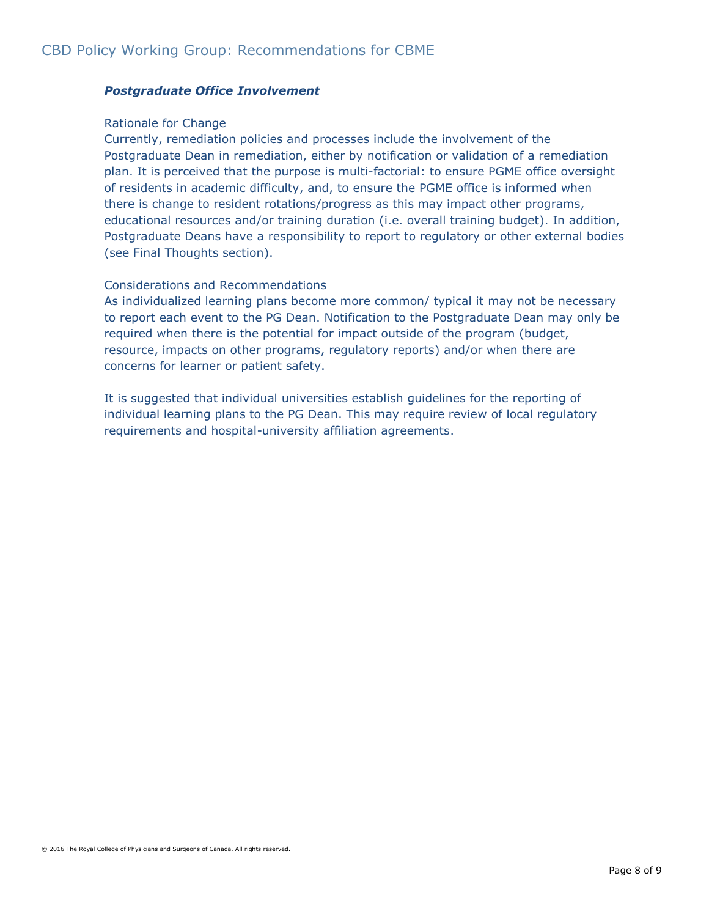### *Postgraduate Office Involvement*

Rationale for Change

Currently, remediation policies and processes include the involvement of the Postgraduate Dean in remediation, either by notification or validation of a remediation plan. It is perceived that the purpose is multi-factorial: to ensure PGME office oversight of residents in academic difficulty, and, to ensure the PGME office is informed when there is change to resident rotations/progress as this may impact other programs, educational resources and/or training duration (i.e. overall training budget). In addition, Postgraduate Deans have a responsibility to report to regulatory or other external bodies (see Final Thoughts section).

Considerations and Recommendations

As individualized learning plans become more common/ typical it may not be necessary to report each event to the PG Dean. Notification to the Postgraduate Dean may only be required when there is the potential for impact outside of the program (budget, resource, impacts on other programs, regulatory reports) and/or when there are concerns for learner or patient safety.

It is suggested that individual universities establish guidelines for the reporting of individual learning plans to the PG Dean. This may require review of local regulatory requirements and hospital-university affiliation agreements.

© 2016 The Royal College of Physicians and Surgeons of Canada. All rights reserved.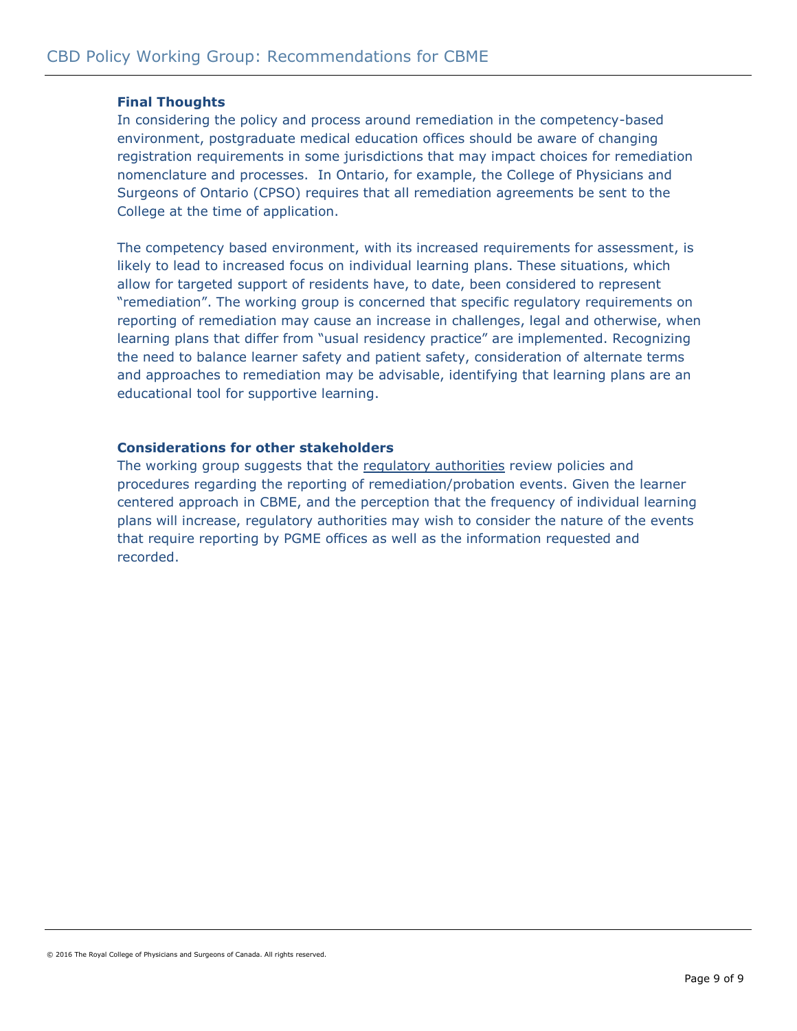**Final Thoughts**

In considering the policy and process around remediation in the competency-based environment, postgraduate medical education offices should be aware of changing registration requirements in some jurisdictions that may impact choices for remediation nomenclature and processes. In Ontario, for example, the College of Physicians and Surgeons of Ontario (CPSO) requires that all remediation agreements be sent to the College at the time of application.

The competency based environment, with its increased requirements for assessment, is likely to lead to increased focus on individual learning plans. These situations, which allow for targeted support of residents have, to date, been considered to represent "remediation". The working group is concerned that specific regulatory requirements on reporting of remediation may cause an increase in challenges, legal and otherwise, when learning plans that differ from "usual residency practice" are implemented. Recognizing the need to balance learner safety and patient safety, consideration of alternate terms and approaches to remediation may be advisable, identifying that learning plans are an educational tool for supportive learning.

**Considerations for other stakeholders**

The working group suggests that the regulatory authorities review policies and procedures regarding the reporting of remediation/probation events. Given the learner centered approach in CBME, and the perception that the frequency of individual learning plans will increase, regulatory authorities may wish to consider the nature of the events that require reporting by PGME offices as well as the information requested and recorded.

© 2016 The Royal College of Physicians and Surgeons of Canada. All rights reserved.